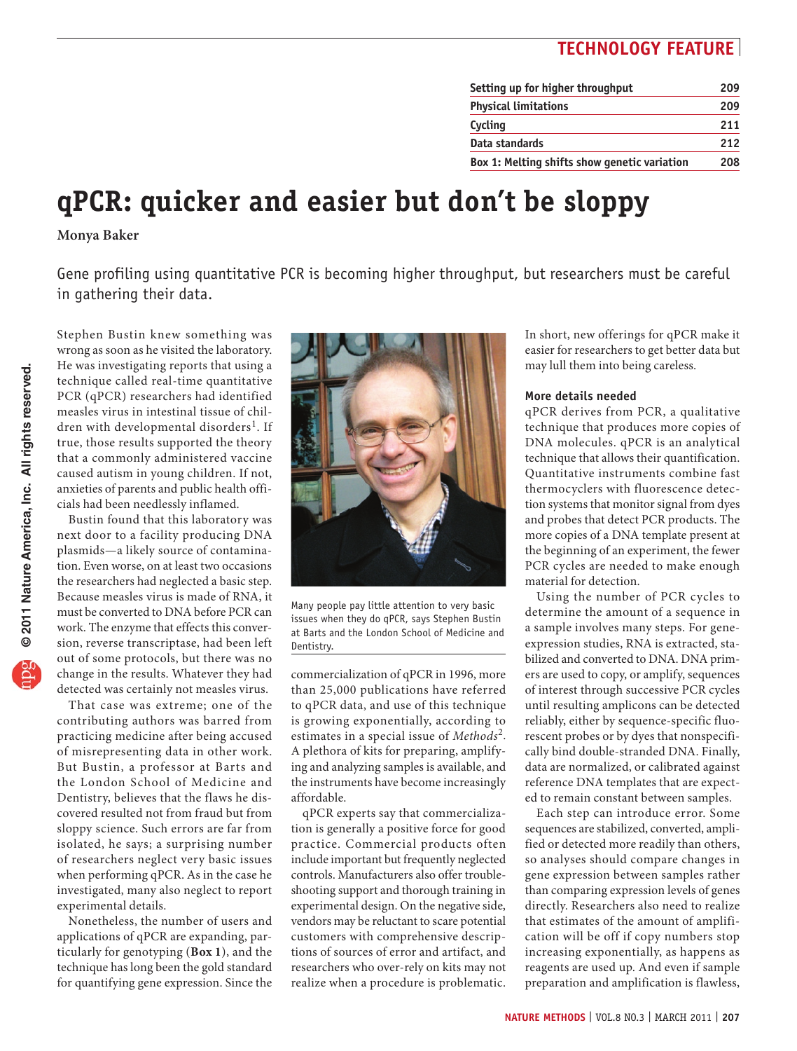TECHNOLOGY FEATURE

| | |
|---|---|
| Setting up for higher throughput | 209 |
| Physical limitations | 209 |
| Cycling | 211 |
| Data standards | 212 |
| Box 1: Melting shifts show genetic variation | 208 |

# qPCR: quicker and easier but don't be sloppy

**Monya Baker**

Gene profiling using quantitative PCR is becoming higher throughput, but researchers must be careful in gathering their data.

Stephen Bustin knew something was wrong as soon as he visited the laboratory. He was investigating reports that using a technique called real-time quantitative PCR (qPCR) researchers had identified measles virus in intestinal tissue of children with developmental disorders[1]. If true, those results supported the theory that a commonly administered vaccine caused autism in young children. If not, anxieties of parents and public health officials had been needlessly inflamed.

Bustin found that this laboratory was next door to a facility producing DNA plasmids—a likely source of contamination. Even worse, on at least two occasions the researchers had neglected a basic step. Because measles virus is made of RNA, it must be converted to DNA before PCR can work. The enzyme that effects this conversion, reverse transcriptase, had been left out of some protocols, but there was no change in the results. Whatever they had detected was certainly not measles virus.

That case was extreme; one of the contributing authors was barred from practicing medicine after being accused of misrepresenting data in other work. But Bustin, a professor at Barts and the London School of Medicine and Dentistry, believes that the flaws he discovered resulted not from fraud but from sloppy science. Such errors are far from isolated, he says; a surprising number of researchers neglect very basic issues when performing qPCR. As in the case he investigated, many also neglect to report experimental details.

Nonetheless, the number of users and applications of qPCR are expanding, particularly for genotyping (**Box 1**), and the technique has long been the gold standard for quantifying gene expression. Since the commercialization of qPCR in 1996, more than 25,000 publications have referred to qPCR data, and use of this technique is growing exponentially, according to estimates in a special issue of *Methods*[2]. A plethora of kits for preparing, amplifying and analyzing samples is available, and the instruments have become increasingly affordable.

Many people pay little attention to very basic issues when they do qPCR, says Stephen Bustin at Barts and the London School of Medicine and Dentistry.

qPCR experts say that commercialization is generally a positive force for good practice. Commercial products often include important but frequently neglected controls. Manufacturers also offer troubleshooting support and thorough training in experimental design. On the negative side, vendors may be reluctant to scare potential customers with comprehensive descriptions of sources of error and artifact, and researchers who over-rely on kits may not realize when a procedure is problematic. In short, new offerings for qPCR make it easier for researchers to get better data but may lull them into being careless.

### More details needed

qPCR derives from PCR, a qualitative technique that produces more copies of DNA molecules. qPCR is an analytical technique that allows their quantification. Quantitative instruments combine fast thermocyclers with fluorescence detection systems that monitor signal from dyes and probes that detect PCR products. The more copies of a DNA template present at the beginning of an experiment, the fewer PCR cycles are needed to make enough material for detection.

Using the number of PCR cycles to determine the amount of a sequence in a sample involves many steps. For gene-expression studies, RNA is extracted, stabilized and converted to DNA. DNA primers are used to copy, or amplify, sequences of interest through successive PCR cycles until resulting amplicons can be detected reliably, either by sequence-specific fluorescent probes or by dyes that nonspecifically bind double-stranded DNA. Finally, data are normalized, or calibrated against reference DNA templates that are expected to remain constant between samples.

Each step can introduce error. Some sequences are stabilized, converted, amplified or detected more readily than others, so analyses should compare changes in gene expression between samples rather than comparing expression levels of genes directly. Researchers also need to realize that estimates of the amount of amplification will be off if copy numbers stop increasing exponentially, as happens as reagents are used up. And even if sample preparation and amplification is flawless,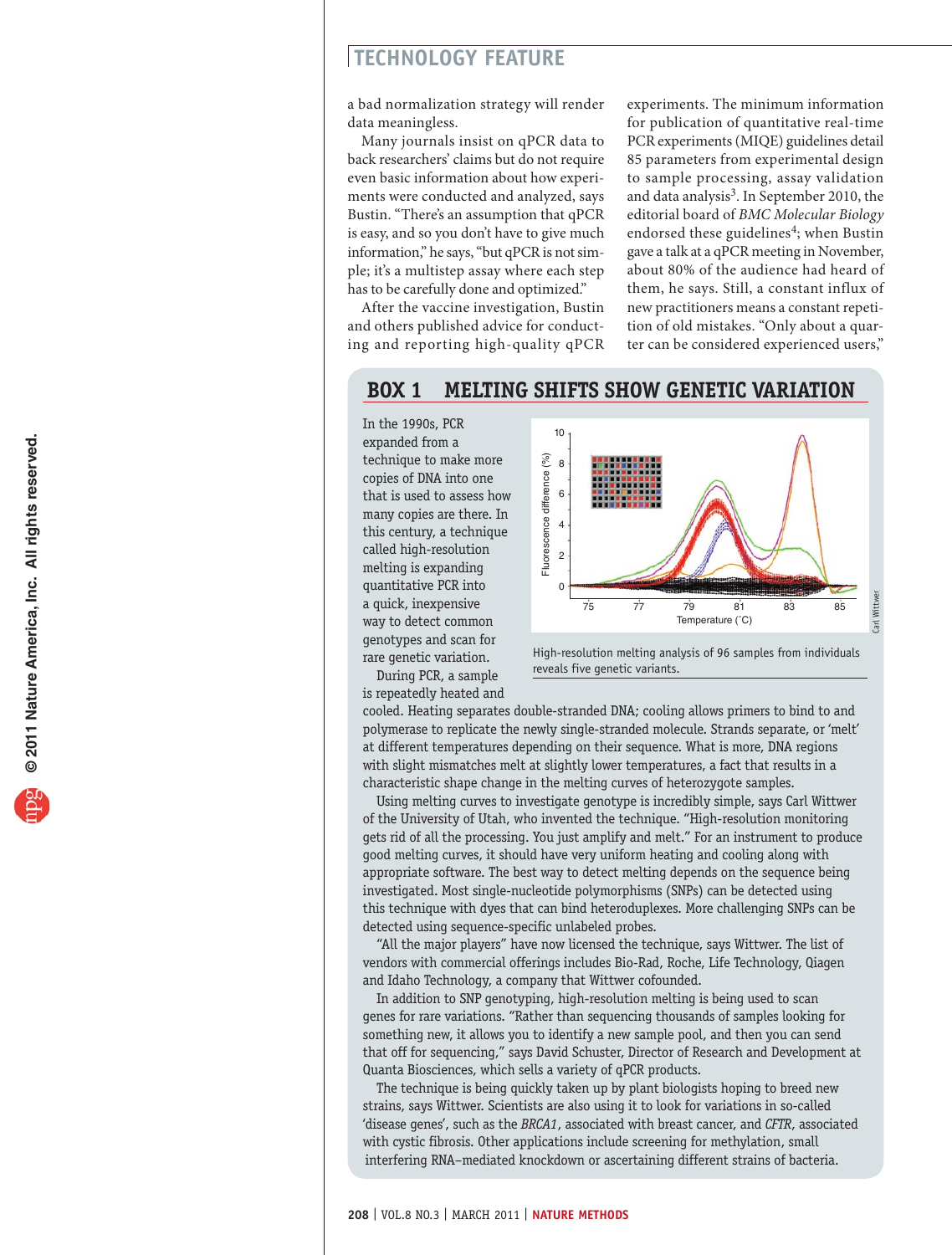a bad normalization strategy will render data meaningless.

Many journals insist on qPCR data to back researchers' claims but do not require even basic information about how experiments were conducted and analyzed, says Bustin. "There's an assumption that qPCR is easy, and so you don't have to give much information," he says, "but qPCR is not simple; it's a multistep assay where each step has to be carefully done and optimized."

After the vaccine investigation, Bustin and others published advice for conducting and reporting high-quality qPCR experiments. The minimum information for publication of quantitative real-time PCR experiments (MIQE) guidelines detail 85 parameters from experimental design to sample processing, assay validation and data analysis[3]. In September 2010, the editorial board of *BMC Molecular Biology* endorsed these guidelines[4]; when Bustin gave a talk at a qPCR meeting in November, about 80% of the audience had heard of them, he says. Still, a constant influx of new practitioners means a constant repetition of old mistakes. "Only about a quarter can be considered experienced users,"

## BOX 1 MELTING SHIFTS SHOW GENETIC VARIATION

High-resolution melting analysis of 96 samples from individuals reveals five genetic variants.

In the 1990s, PCR expanded from a technique to make more copies of DNA into one that is used to assess how many copies are there. In this century, a technique called high-resolution melting is expanding quantitative PCR into a quick, inexpensive way to detect common genotypes and scan for rare genetic variation.

During PCR, a sample is repeatedly heated and cooled. Heating separates double-stranded DNA; cooling allows primers to bind to and polymerase to replicate the newly single-stranded molecule. Strands separate, or 'melt' at different temperatures depending on their sequence. What is more, DNA regions with slight mismatches melt at slightly lower temperatures, a fact that results in a characteristic shape change in the melting curves of heterozygote samples.

Using melting curves to investigate genotype is incredibly simple, says Carl Wittwer of the University of Utah, who invented the technique. "High-resolution monitoring gets rid of all the processing. You just amplify and melt." For an instrument to produce good melting curves, it should have very uniform heating and cooling along with appropriate software. The best way to detect melting depends on the sequence being investigated. Most single-nucleotide polymorphisms (SNPs) can be detected using this technique with dyes that can bind heteroduplexes. More challenging SNPs can be detected using sequence-specific unlabeled probes.

"All the major players" have now licensed the technique, says Wittwer. The list of vendors with commercial offerings includes Bio-Rad, Roche, Life Technology, Qiagen and Idaho Technology, a company that Wittwer cofounded.

In addition to SNP genotyping, high-resolution melting is being used to scan genes for rare variations. "Rather than sequencing thousands of samples looking for something new, it allows you to identify a new sample pool, and then you can send that off for sequencing," says David Schuster, Director of Research and Development at Quanta Biosciences, which sells a variety of qPCR products.

The technique is being quickly taken up by plant biologists hoping to breed new strains, says Wittwer. Scientists are also using it to look for variations in so-called 'disease genes', such as the *BRCA1*, associated with breast cancer, and *CFTR*, associated with cystic fibrosis. Other applications include screening for methylation, small interfering RNA–mediated knockdown or ascertaining different strains of bacteria.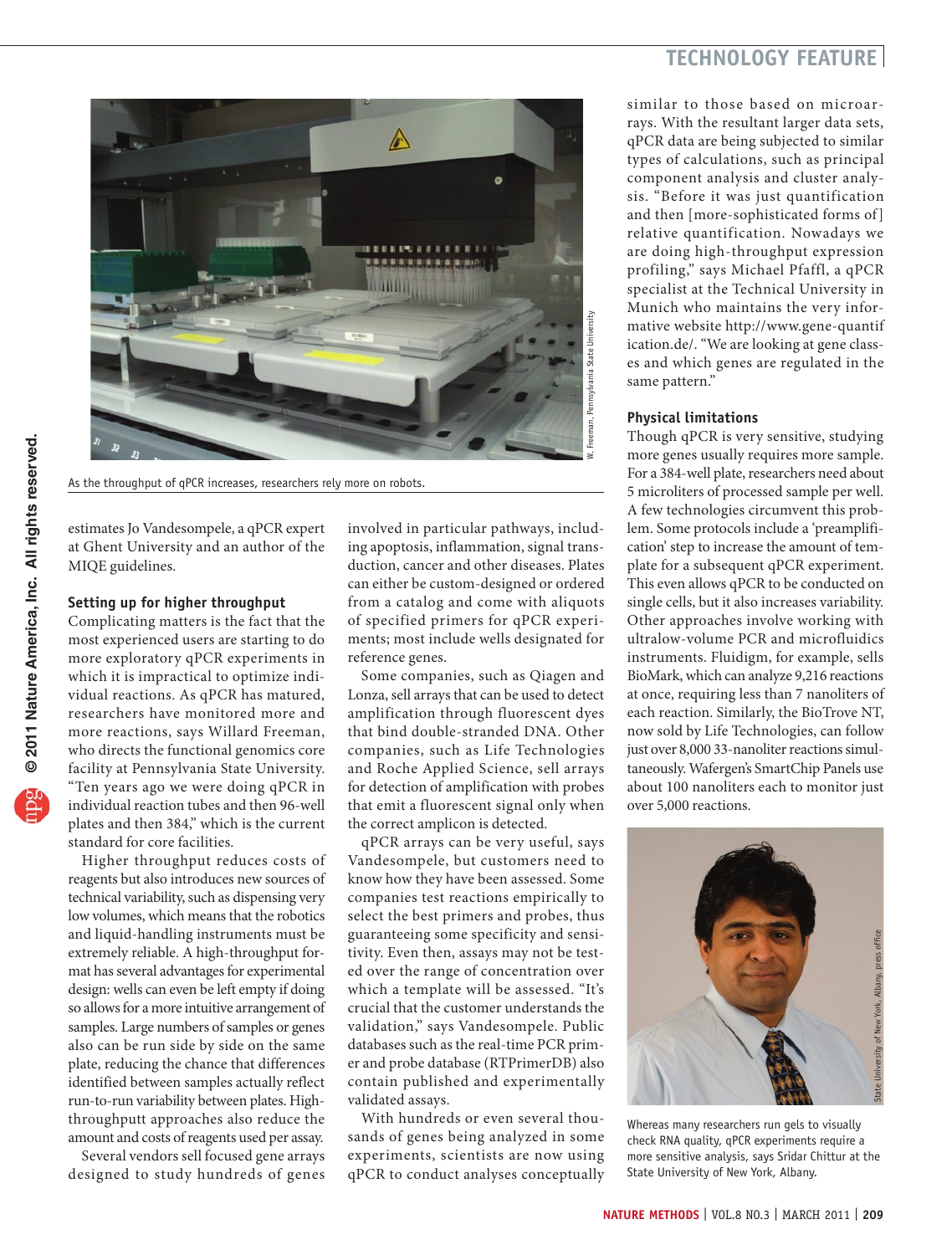As the throughput of qPCR increases, researchers rely more on robots.

estimates Jo Vandesompele, a qPCR expert at Ghent University and an author of the MIQE guidelines.

### Setting up for higher throughput

Complicating matters is the fact that the most experienced users are starting to do more exploratory qPCR experiments in which it is impractical to optimize individual reactions. As qPCR has matured, researchers have monitored more and more reactions, says Willard Freeman, who directs the functional genomics core facility at Pennsylvania State University. "Ten years ago we were doing qPCR in individual reaction tubes and then 96-well plates and then 384," which is the current standard for core facilities.

Higher throughput reduces costs of reagents but also introduces new sources of technical variability, such as dispensing very low volumes, which means that the robotics and liquid-handling instruments must be extremely reliable. A high-throughput format has several advantages for experimental design: wells can even be left empty if doing so allows for a more intuitive arrangement of samples. Large numbers of samples or genes also can be run side by side on the same plate, reducing the chance that differences identified between samples actually reflect run-to-run variability between plates. High-throughputt approaches also reduce the amount and costs of reagents used per assay.

Several vendors sell focused gene arrays designed to study hundreds of genes involved in particular pathways, including apoptosis, inflammation, signal transduction, cancer and other diseases. Plates can either be custom-designed or ordered from a catalog and come with aliquots of specified primers for qPCR experiments; most include wells designated for reference genes.

Some companies, such as Qiagen and Lonza, sell arrays that can be used to detect amplification through fluorescent dyes that bind double-stranded DNA. Other companies, such as Life Technologies and Roche Applied Science, sell arrays for detection of amplification with probes that emit a fluorescent signal only when the correct amplicon is detected.

qPCR arrays can be very useful, says Vandesompele, but customers need to know how they have been assessed. Some companies test reactions empirically to select the best primers and probes, thus guaranteeing some specificity and sensitivity. Even then, assays may not be tested over the range of concentration over which a template will be assessed. "It's crucial that the customer understands the validation," says Vandesompele. Public databases such as the real-time PCR primer and probe database (RTPrimerDB) also contain published and experimentally validated assays.

With hundreds or even several thousands of genes being analyzed in some experiments, scientists are now using qPCR to conduct analyses conceptually similar to those based on microarrays. With the resultant larger data sets, qPCR data are being subjected to similar types of calculations, such as principal component analysis and cluster analysis. "Before it was just quantification and then [more-sophisticated forms of] relative quantification. Nowadays we are doing high-throughput expression profiling," says Michael Pfaffl, a qPCR specialist at the Technical University in Munich who maintains the very informative website http://www.gene-quantification.de/. "We are looking at gene classes and which genes are regulated in the same pattern."

### Physical limitations

Though qPCR is very sensitive, studying more genes usually requires more sample. For a 384-well plate, researchers need about 5 microliters of processed sample per well. A few technologies circumvent this problem. Some protocols include a 'preamplification' step to increase the amount of template for a subsequent qPCR experiment. This even allows qPCR to be conducted on single cells, but it also increases variability. Other approaches involve working with ultralow-volume PCR and microfluidics instruments. Fluidigm, for example, sells BioMark, which can analyze 9,216 reactions at once, requiring less than 7 nanoliters of each reaction. Similarly, the BioTrove NT, now sold by Life Technologies, can follow just over 8,000 33-nanoliter reactions simultaneously. Wafergen's SmartChip Panels use about 100 nanoliters each to monitor just over 5,000 reactions.

Whereas many researchers run gels to visually check RNA quality, qPCR experiments require a more sensitive analysis, says Sridar Chittur at the State University of New York, Albany.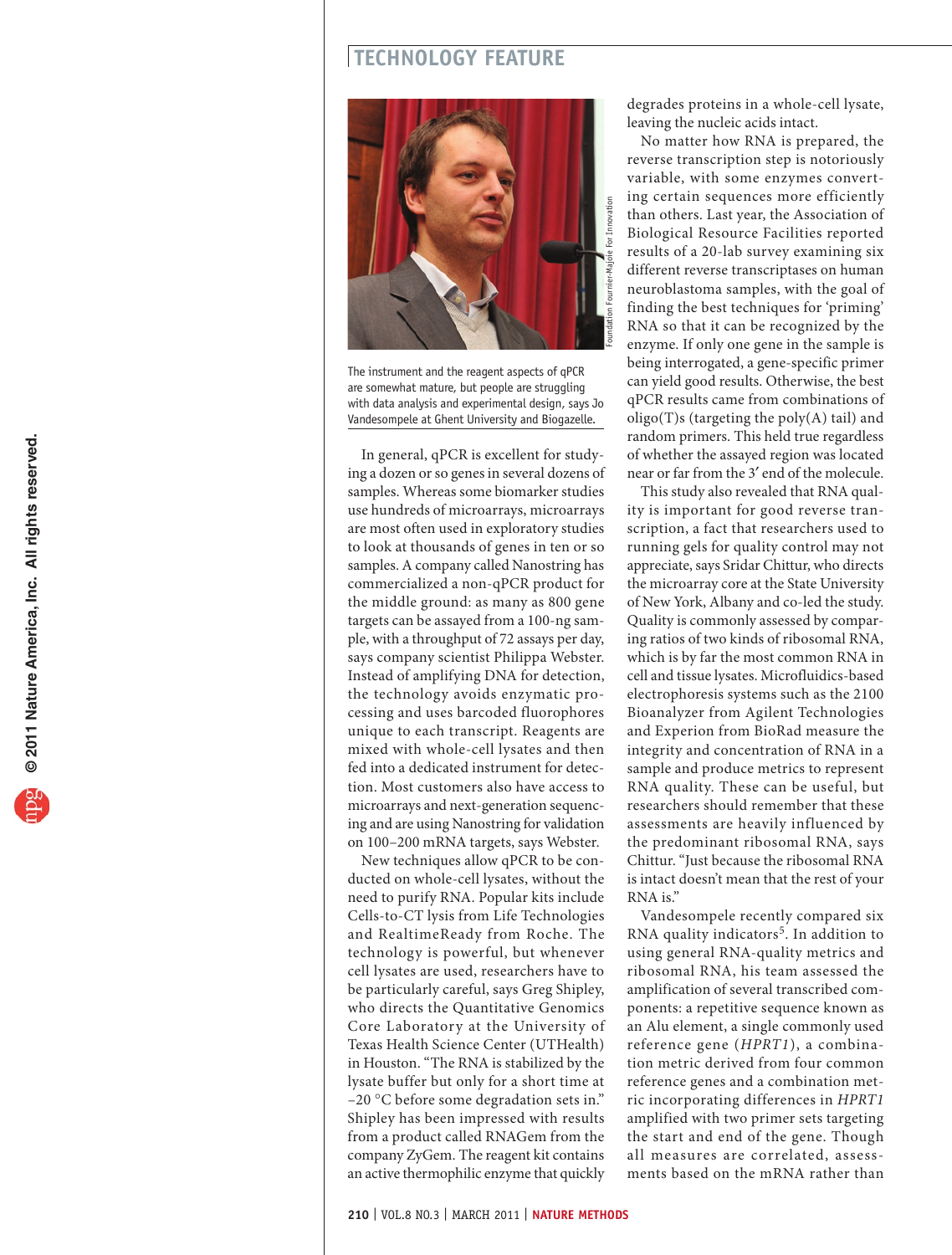The instrument and the reagent aspects of qPCR are somewhat mature, but people are struggling with data analysis and experimental design, says Jo Vandesompele at Ghent University and Biogazelle.

In general, qPCR is excellent for studying a dozen or so genes in several dozens of samples. Whereas some biomarker studies use hundreds of microarrays, microarrays are most often used in exploratory studies to look at thousands of genes in ten or so samples. A company called Nanostring has commercialized a non-qPCR product for the middle ground: as many as 800 gene targets can be assayed from a 100-ng sample, with a throughput of 72 assays per day, says company scientist Philippa Webster. Instead of amplifying DNA for detection, the technology avoids enzymatic processing and uses barcoded fluorophores unique to each transcript. Reagents are mixed with whole-cell lysates and then fed into a dedicated instrument for detection. Most customers also have access to microarrays and next-generation sequencing and are using Nanostring for validation on 100–200 mRNA targets, says Webster.

New techniques allow qPCR to be conducted on whole-cell lysates, without the need to purify RNA. Popular kits include Cells-to-CT lysis from Life Technologies and RealtimeReady from Roche. The technology is powerful, but whenever cell lysates are used, researchers have to be particularly careful, says Greg Shipley, who directs the Quantitative Genomics Core Laboratory at the University of Texas Health Science Center (UTHealth) in Houston. "The RNA is stabilized by the lysate buffer but only for a short time at −20 °C before some degradation sets in." Shipley has been impressed with results from a product called RNAGem from the company ZyGem. The reagent kit contains an active thermophilic enzyme that quickly degrades proteins in a whole-cell lysate, leaving the nucleic acids intact.

No matter how RNA is prepared, the reverse transcription step is notoriously variable, with some enzymes converting certain sequences more efficiently than others. Last year, the Association of Biological Resource Facilities reported results of a 20-lab survey examining six different reverse transcriptases on human neuroblastoma samples, with the goal of finding the best techniques for 'priming' RNA so that it can be recognized by the enzyme. If only one gene in the sample is being interrogated, a gene-specific primer can yield good results. Otherwise, the best qPCR results came from combinations of oligo(T)s (targeting the poly(A) tail) and random primers. This held true regardless of whether the assayed region was located near or far from the 3′ end of the molecule.

This study also revealed that RNA quality is important for good reverse transcription, a fact that researchers used to running gels for quality control may not appreciate, says Sridar Chittur, who directs the microarray core at the State University of New York, Albany and co-led the study. Quality is commonly assessed by comparing ratios of two kinds of ribosomal RNA, which is by far the most common RNA in cell and tissue lysates. Microfluidics-based electrophoresis systems such as the 2100 Bioanalyzer from Agilent Technologies and Experion from BioRad measure the integrity and concentration of RNA in a sample and produce metrics to represent RNA quality. These can be useful, but researchers should remember that these assessments are heavily influenced by the predominant ribosomal RNA, says Chittur. "Just because the ribosomal RNA is intact doesn't mean that the rest of your RNA is."

Vandesompele recently compared six RNA quality indicators[5]. In addition to using general RNA-quality metrics and ribosomal RNA, his team assessed the amplification of several transcribed components: a repetitive sequence known as an Alu element, a single commonly used reference gene (*HPRT1*), a combination metric derived from four common reference genes and a combination metric incorporating differences in *HPRT1* amplified with two primer sets targeting the start and end of the gene. Though all measures are correlated, assessments based on the mRNA rather than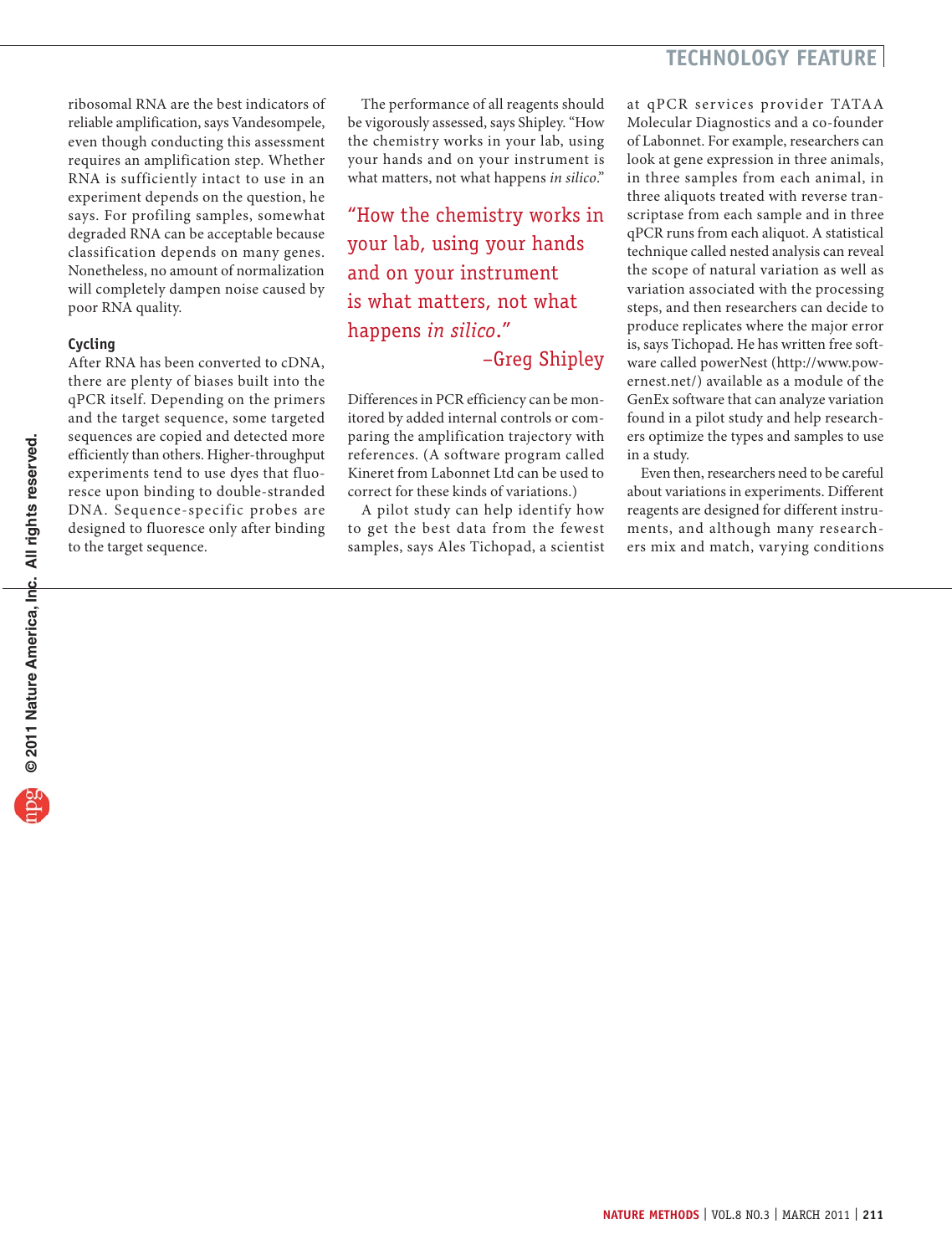ribosomal RNA are the best indicators of reliable amplification, says Vandesompele, even though conducting this assessment requires an amplification step. Whether RNA is sufficiently intact to use in an experiment depends on the question, he says. For profiling samples, somewhat degraded RNA can be acceptable because classification depends on many genes. Nonetheless, no amount of normalization will completely dampen noise caused by poor RNA quality.

### Cycling

After RNA has been converted to cDNA, there are plenty of biases built into the qPCR itself. Depending on the primers and the target sequence, some targeted sequences are copied and detected more efficiently than others. Higher-throughput experiments tend to use dyes that fluoresce upon binding to double-stranded DNA. Sequence-specific probes are designed to fluoresce only after binding to the target sequence.

The performance of all reagents should be vigorously assessed, says Shipley. "How the chemistry works in your lab, using your hands and on your instrument is what matters, not what happens *in silico*."

> "How the chemistry works in your lab, using your hands and on your instrument is what matters, not what happens *in silico*."
>
> –Greg Shipley

Differences in PCR efficiency can be monitored by added internal controls or comparing the amplification trajectory with references. (A software program called Kineret from Labonnet Ltd can be used to correct for these kinds of variations.)

A pilot study can help identify how to get the best data from the fewest samples, says Ales Tichopad, a scientist at qPCR services provider TATAA Molecular Diagnostics and a co-founder of Labonnet. For example, researchers can look at gene expression in three animals, in three samples from each animal, in three aliquots treated with reverse transcriptase from each sample and in three qPCR runs from each aliquot. A statistical technique called nested analysis can reveal the scope of natural variation as well as variation associated with the processing steps, and then researchers can decide to produce replicates where the major error is, says Tichopad. He has written free software called powerNest (http://www.powernest.net/) available as a module of the GenEx software that can analyze variation found in a pilot study and help researchers optimize the types and samples to use in a study.

Even then, researchers need to be careful about variations in experiments. Different reagents are designed for different instruments, and although many researchers mix and match, varying conditions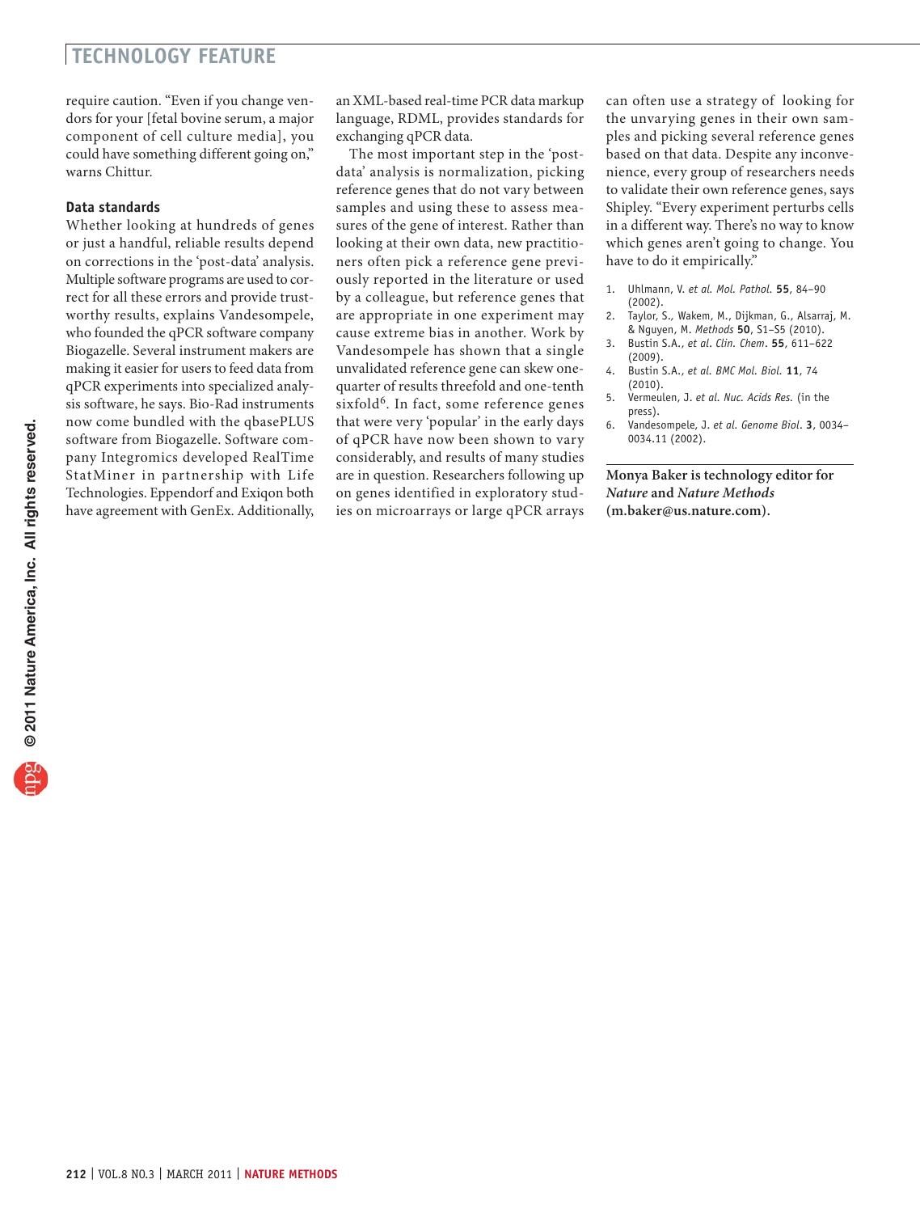require caution. "Even if you change vendors for your [fetal bovine serum, a major component of cell culture media], you could have something different going on," warns Chittur.

### Data standards

Whether looking at hundreds of genes or just a handful, reliable results depend on corrections in the 'post-data' analysis. Multiple software programs are used to correct for all these errors and provide trustworthy results, explains Vandesompele, who founded the qPCR software company Biogazelle. Several instrument makers are making it easier for users to feed data from qPCR experiments into specialized analysis software, he says. Bio-Rad instruments now come bundled with the qbasePLUS software from Biogazelle. Software company Integromics developed RealTime StatMiner in partnership with Life Technologies. Eppendorf and Exiqon both have agreement with GenEx. Additionally, an XML-based real-time PCR data markup language, RDML, provides standards for exchanging qPCR data.

The most important step in the 'post-data' analysis is normalization, picking reference genes that do not vary between samples and using these to assess measures of the gene of interest. Rather than looking at their own data, new practitioners often pick a reference gene previously reported in the literature or used by a colleague, but reference genes that are appropriate in one experiment may cause extreme bias in another. Work by Vandesompele has shown that a single unvalidated reference gene can skew one-quarter of results threefold and one-tenth sixfold[6]. In fact, some reference genes that were very 'popular' in the early days of qPCR have now been shown to vary considerably, and results of many studies are in question. Researchers following up on genes identified in exploratory studies on microarrays or large qPCR arrays can often use a strategy of looking for the unvarying genes in their own samples and picking several reference genes based on that data. Despite any inconvenience, every group of researchers needs to validate their own reference genes, says Shipley. "Every experiment perturbs cells in a different way. There's no way to know which genes aren't going to change. You have to do it empirically."

1. Uhlmann, V. *et al. Mol. Pathol.* **55**, 84–90 (2002).
2. Taylor, S., Wakem, M., Dijkman, G., Alsarraj, M. & Nguyen, M. *Methods* **50**, S1–S5 (2010).
3. Bustin S.A., *et al. Clin. Chem*. **55**, 611–622 (2009).
4. Bustin S.A., *et al. BMC Mol. Biol.* **11**, 74 (2010).
5. Vermeulen, J. *et al. Nuc. Acids Res.* (in the press).
6. Vandesompele, J. *et al. Genome Biol*. **3**, 0034–0034.11 (2002).

**Monya Baker is technology editor for *Nature* and *Nature Methods* (m.baker@us.nature.com).**